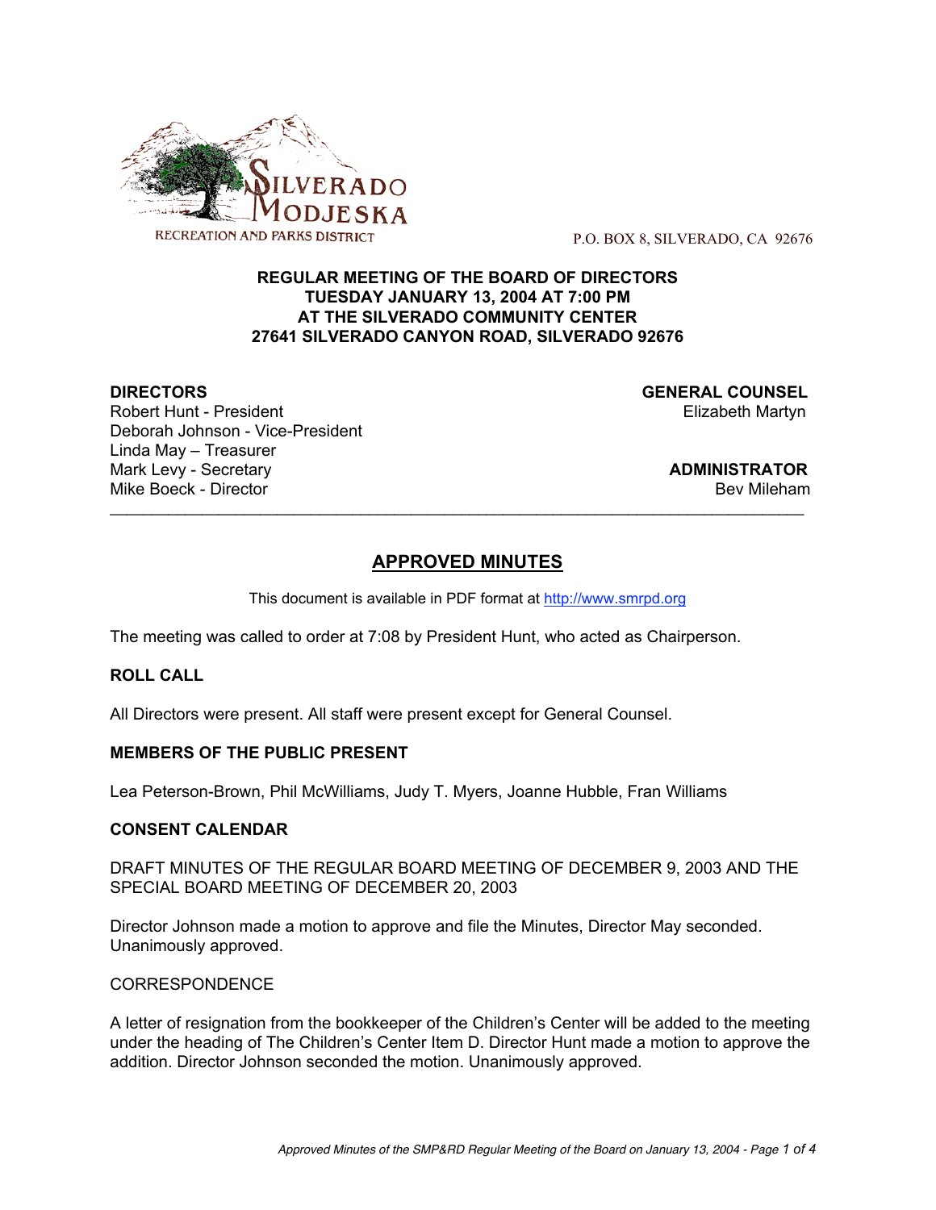SILVERADO MODJESKA RECREATION AND PARKS DISTRICT

P.O. BOX 8, SILVERADO, CA 92676

**REGULAR MEETING OF THE BOARD OF DIRECTORS**
**TUESDAY JANUARY 13, 2004 AT 7:00 PM**
**AT THE SILVERADO COMMUNITY CENTER**
**27641 SILVERADO CANYON ROAD, SILVERADO 92676**

**DIRECTORS**
Robert Hunt - President
Deborah Johnson - Vice-President
Linda May – Treasurer
Mark Levy - Secretary
Mike Boeck - Director

**GENERAL COUNSEL**
Elizabeth Martyn

**ADMINISTRATOR**
Bev Mileham

---

## APPROVED MINUTES

This document is available in PDF format at http://www.smrpd.org

The meeting was called to order at 7:08 by President Hunt, who acted as Chairperson.

### ROLL CALL

All Directors were present. All staff were present except for General Counsel.

### MEMBERS OF THE PUBLIC PRESENT

Lea Peterson-Brown, Phil McWilliams, Judy T. Myers, Joanne Hubble, Fran Williams

### CONSENT CALENDAR

DRAFT MINUTES OF THE REGULAR BOARD MEETING OF DECEMBER 9, 2003 AND THE SPECIAL BOARD MEETING OF DECEMBER 20, 2003

Director Johnson made a motion to approve and file the Minutes, Director May seconded. Unanimously approved.

CORRESPONDENCE

A letter of resignation from the bookkeeper of the Children's Center will be added to the meeting under the heading of The Children's Center Item D. Director Hunt made a motion to approve the addition. Director Johnson seconded the motion. Unanimously approved.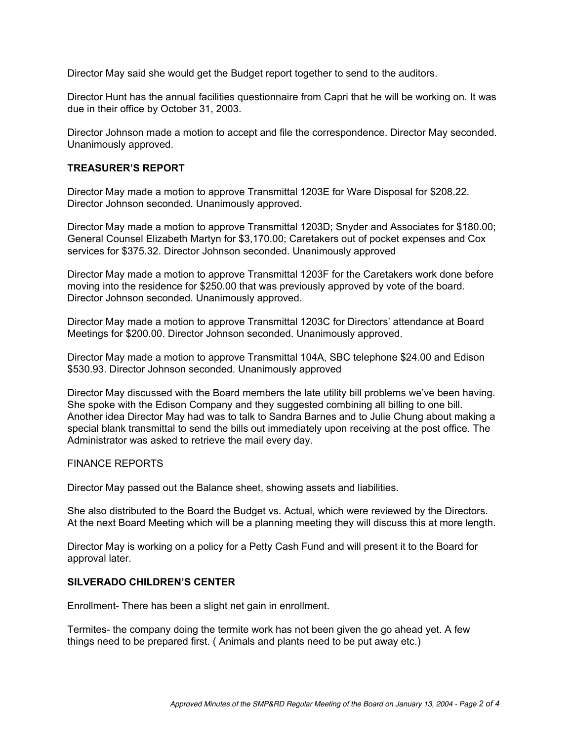Director May said she would get the Budget report together to send to the auditors.

Director Hunt has the annual facilities questionnaire from Capri that he will be working on. It was due in their office by October 31, 2003.

Director Johnson made a motion to accept and file the correspondence. Director May seconded. Unanimously approved.

**TREASURER'S REPORT**

Director May made a motion to approve Transmittal 1203E for Ware Disposal for $208.22. Director Johnson seconded. Unanimously approved.

Director May made a motion to approve Transmittal 1203D; Snyder and Associates for $180.00; General Counsel Elizabeth Martyn for $3,170.00; Caretakers out of pocket expenses and Cox services for $375.32. Director Johnson seconded. Unanimously approved

Director May made a motion to approve Transmittal 1203F for the Caretakers work done before moving into the residence for $250.00 that was previously approved by vote of the board. Director Johnson seconded. Unanimously approved.

Director May made a motion to approve Transmittal 1203C for Directors' attendance at Board Meetings for $200.00. Director Johnson seconded. Unanimously approved.

Director May made a motion to approve Transmittal 104A, SBC telephone $24.00 and Edison $530.93. Director Johnson seconded. Unanimously approved

Director May discussed with the Board members the late utility bill problems we've been having. She spoke with the Edison Company and they suggested combining all billing to one bill. Another idea Director May had was to talk to Sandra Barnes and to Julie Chung about making a special blank transmittal to send the bills out immediately upon receiving at the post office. The Administrator was asked to retrieve the mail every day.

FINANCE REPORTS

Director May passed out the Balance sheet, showing assets and liabilities.

She also distributed to the Board the Budget vs. Actual, which were reviewed by the Directors. At the next Board Meeting which will be a planning meeting they will discuss this at more length.

Director May is working on a policy for a Petty Cash Fund and will present it to the Board for approval later.

**SILVERADO CHILDREN'S CENTER**

Enrollment- There has been a slight net gain in enrollment.

Termites- the company doing the termite work has not been given the go ahead yet. A few things need to be prepared first. ( Animals and plants need to be put away etc.)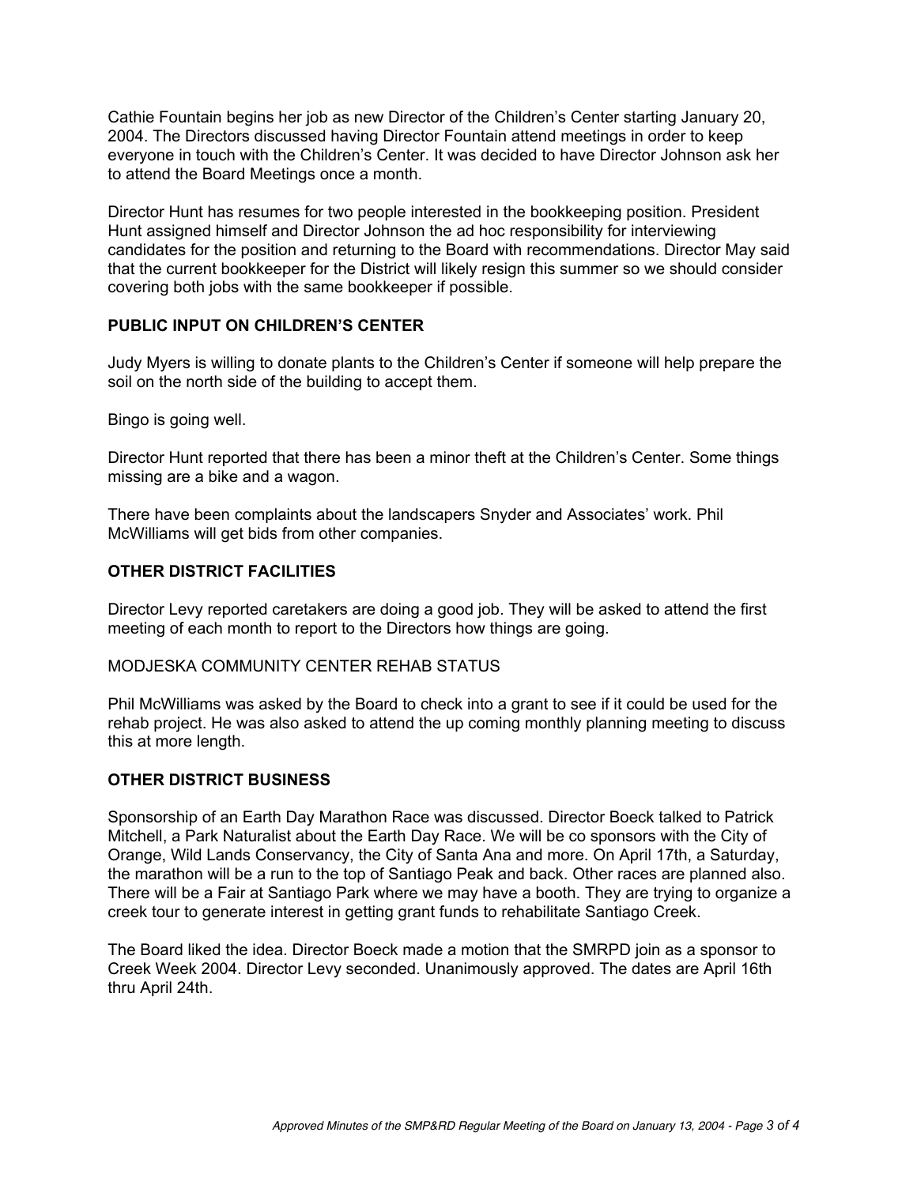Cathie Fountain begins her job as new Director of the Children's Center starting January 20, 2004. The Directors discussed having Director Fountain attend meetings in order to keep everyone in touch with the Children's Center. It was decided to have Director Johnson ask her to attend the Board Meetings once a month.

Director Hunt has resumes for two people interested in the bookkeeping position. President Hunt assigned himself and Director Johnson the ad hoc responsibility for interviewing candidates for the position and returning to the Board with recommendations. Director May said that the current bookkeeper for the District will likely resign this summer so we should consider covering both jobs with the same bookkeeper if possible.

**PUBLIC INPUT ON CHILDREN'S CENTER**

Judy Myers is willing to donate plants to the Children's Center if someone will help prepare the soil on the north side of the building to accept them.

Bingo is going well.

Director Hunt reported that there has been a minor theft at the Children's Center. Some things missing are a bike and a wagon.

There have been complaints about the landscapers Snyder and Associates' work. Phil McWilliams will get bids from other companies.

**OTHER DISTRICT FACILITIES**

Director Levy reported caretakers are doing a good job. They will be asked to attend the first meeting of each month to report to the Directors how things are going.

MODJESKA COMMUNITY CENTER REHAB STATUS

Phil McWilliams was asked by the Board to check into a grant to see if it could be used for the rehab project. He was also asked to attend the up coming monthly planning meeting to discuss this at more length.

**OTHER DISTRICT BUSINESS**

Sponsorship of an Earth Day Marathon Race was discussed. Director Boeck talked to Patrick Mitchell, a Park Naturalist about the Earth Day Race. We will be co sponsors with the City of Orange, Wild Lands Conservancy, the City of Santa Ana and more. On April 17th, a Saturday, the marathon will be a run to the top of Santiago Peak and back. Other races are planned also. There will be a Fair at Santiago Park where we may have a booth. They are trying to organize a creek tour to generate interest in getting grant funds to rehabilitate Santiago Creek.

The Board liked the idea. Director Boeck made a motion that the SMRPD join as a sponsor to Creek Week 2004. Director Levy seconded. Unanimously approved. The dates are April 16th thru April 24th.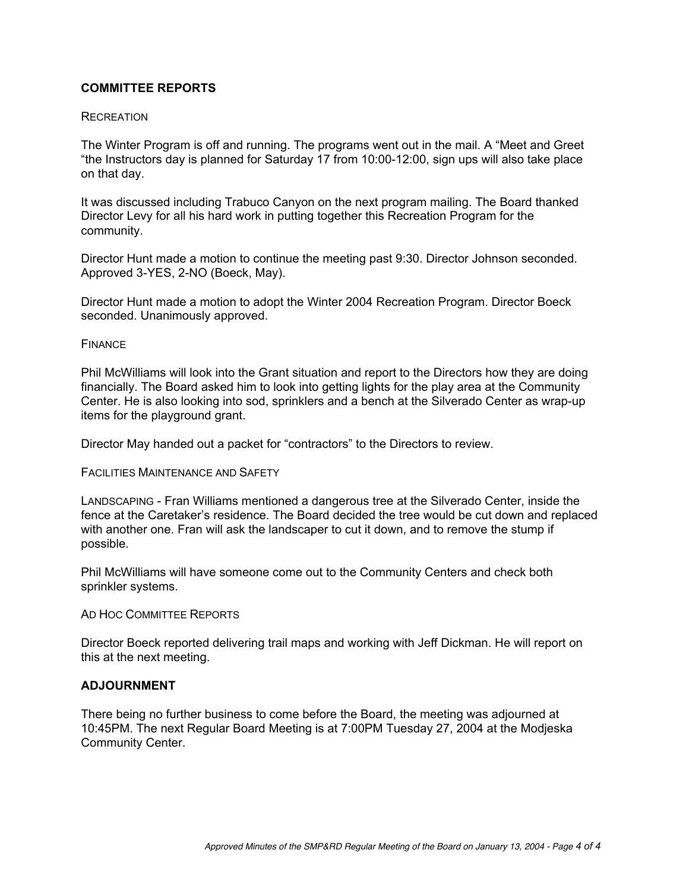## COMMITTEE REPORTS

### RECREATION

The Winter Program is off and running. The programs went out in the mail. A “Meet and Greet “the Instructors day is planned for Saturday 17 from 10:00-12:00, sign ups will also take place on that day.

It was discussed including Trabuco Canyon on the next program mailing. The Board thanked Director Levy for all his hard work in putting together this Recreation Program for the community.

Director Hunt made a motion to continue the meeting past 9:30. Director Johnson seconded. Approved 3-YES, 2-NO (Boeck, May).

Director Hunt made a motion to adopt the Winter 2004 Recreation Program. Director Boeck seconded. Unanimously approved.

### FINANCE

Phil McWilliams will look into the Grant situation and report to the Directors how they are doing financially. The Board asked him to look into getting lights for the play area at the Community Center. He is also looking into sod, sprinklers and a bench at the Silverado Center as wrap-up items for the playground grant.

Director May handed out a packet for “contractors” to the Directors to review.

### FACILITIES MAINTENANCE AND SAFETY

LANDSCAPING - Fran Williams mentioned a dangerous tree at the Silverado Center, inside the fence at the Caretaker’s residence. The Board decided the tree would be cut down and replaced with another one. Fran will ask the landscaper to cut it down, and to remove the stump if possible.

Phil McWilliams will have someone come out to the Community Centers and check both sprinkler systems.

### AD HOC COMMITTEE REPORTS

Director Boeck reported delivering trail maps and working with Jeff Dickman. He will report on this at the next meeting.

## ADJOURNMENT

There being no further business to come before the Board, the meeting was adjourned at 10:45PM. The next Regular Board Meeting is at 7:00PM Tuesday 27, 2004 at the Modjeska Community Center.